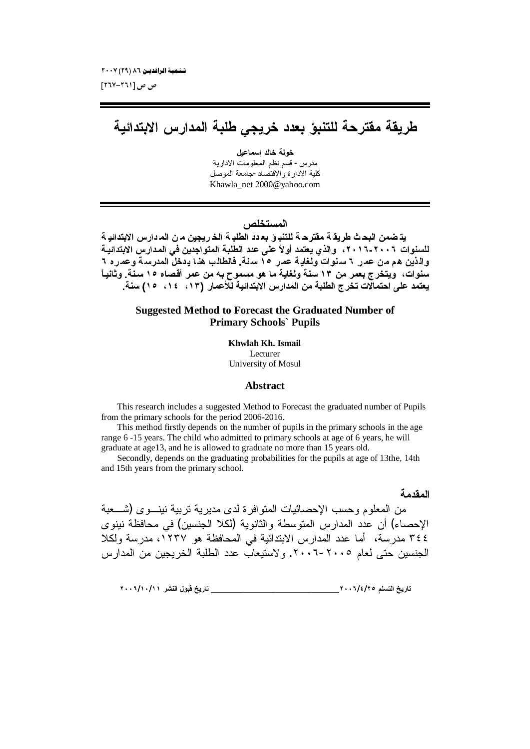# طريقة مقترحة للتنبؤ بعدد خريجي طلبة المدارس الابتدائية

**خولة خالد إسماعيل**
مدرس - قسم نظم المعلومات الادارية
كلية الادارة والاقتصاد -جامعة الموصل
Khawla_net 2000@yahoo.com

## المستخلص

**يتضمن البحث طريقة مقترحة للتنبؤ بعدد الطلبة الخريجين من المدارس الابتدائية للسنوات ٢٠٠٦-٢٠١٦، والذي يعتمد أولاً على عدد الطلبة المتواجدين في المدارس الابتدائية والذين هم من عمر ٦ سنوات ولغاية عمر ١٥ سنة. فالطالب هذا يدخل المدرسة وعمره ٦ سنوات، ويتخرج بعمر من ١٣ سنة ولغاية ما هو مسموح به من عمر أقصاه ١٥ سنة. وثانياً يعتمد على احتمالات تخرج الطلبة من المدارس الابتدائية للأعمار (١٣، ١٤، ١٥) سنة.**

## Suggested Method to Forecast the Graduated Number of Primary Schools` Pupils

**Khwlah Kh. Ismail**
Lecturer
University of Mosul

## Abstract

This research includes a suggested Method to Forecast the graduated number of Pupils from the primary schools for the period 2006-2016.

This method firstly depends on the number of pupils in the primary schools in the age range 6 -15 years. The child who admitted to primary schools at age of 6 years, he will graduate at age13, and he is allowed to graduate no more than 15 years old.

Secondly, depends on the graduating probabilities for the pupils at age of 13the, 14th and 15th years from the primary school.

## المقدمة

من المعلوم وحسب الإحصائيات المتوافرة لدى مديرية تربية نينوى (شعبة الإحصاء) أن عدد المدارس المتوسطة والثانوية (لكلا الجنسين) في محافظة نينوى ٣٤٤ مدرسة، أما عدد المدارس الابتدائية في المحافظة هو ١٢٣٧، مدرسة ولكلا الجنسين حتى لعام ٢٠٠٥-٢٠٠٦. ولاستيعاب عدد الطلبة الخريجين من المدارس

تاريخ التسلم ٢٠٠٦/٤/٢٥ ________ تاريخ قبول النشر ٢٠٠٦/١٠/١١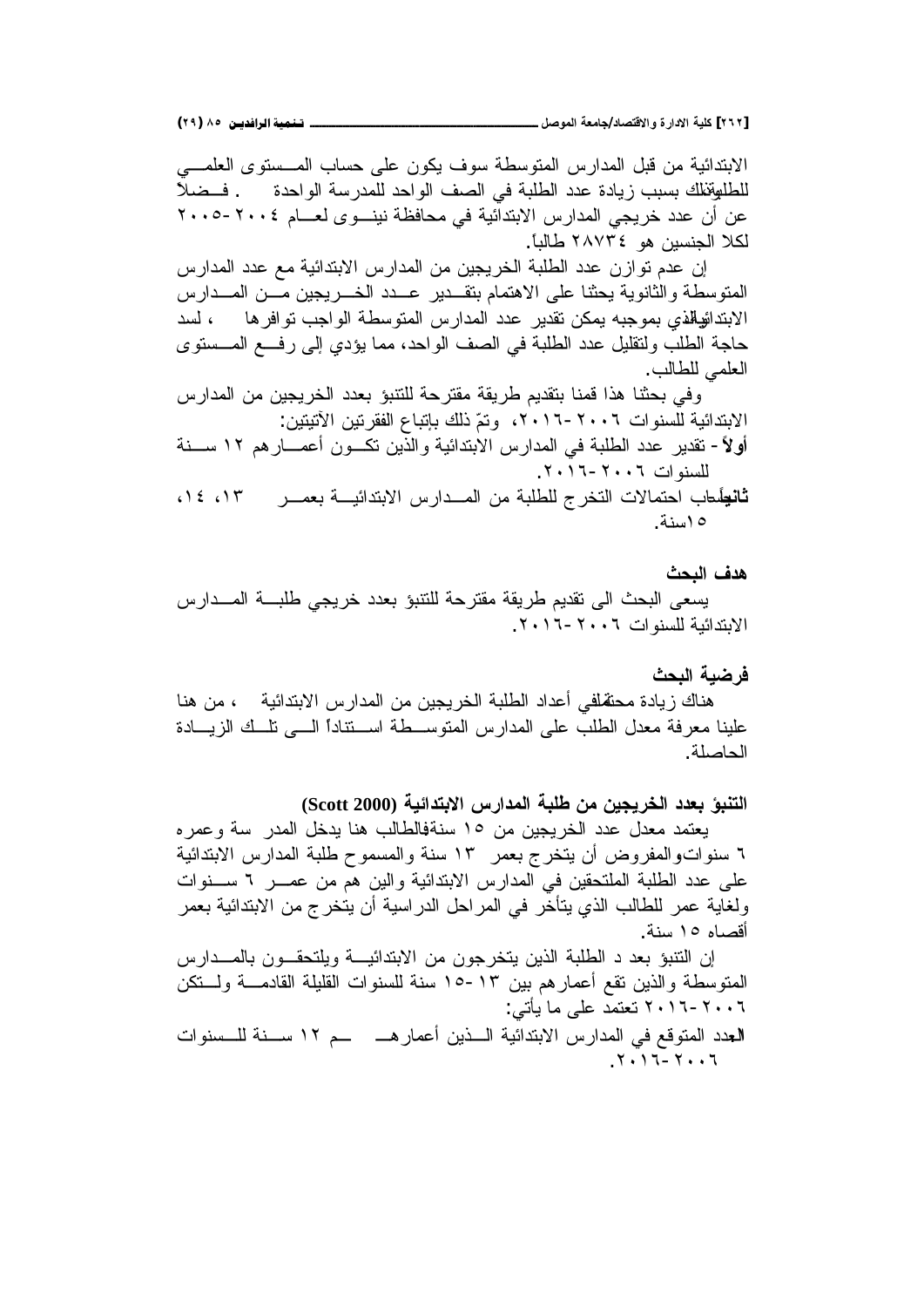الابتدائية من قبل المدارس المتوسطة سوف يكون على حساب المستوى العلمي للطلبة وذلك بسبب زيادة عدد الطلبة في الصف الواحد للمدرسة الواحدة . فضلاً عن أن عدد خريجي المدارس الابتدائية في محافظة نينوى لعام ٢٠٠٤-٢٠٠٥ لكلا الجنسين هو ٢٨٧٣٤ طالباً.

إن عدم توازن عدد الطلبة الخريجين من المدارس الابتدائية مع عدد المدارس المتوسطة والثانوية يحثنا على الاهتمام بتقدير عدد الخريجين من المدارس الابتدائية الذي بموجبه يمكن تقدير عدد المدارس المتوسطة الواجب توافرها ، لسد حاجة الطلب ولتقليل عدد الطلبة في الصف الواحد، مما يؤدي إلى رفع المستوى العلمي للطالب.

وفي بحثنا هذا قمنا بتقديم طريقة مقترحة للتنبؤ بعدد الخريجين من المدارس الابتدائية للسنوات ٢٠٠٦-٢٠١٦، وتمّ ذلك بإتباع الفقرتين الآتيتين:

**أولاً**- تقدير عدد الطلبة في المدارس الابتدائية والذين تكون أعمارهم ١٢ سنة للسنوات ٢٠٠٦-٢٠١٦.

**ثانياً**- حساب احتمالات التخرج للطلبة من المدارس الابتدائية بعمر ١٣، ١٤، ١٥سنة.

**هدف البحث**

يسعى البحث الى تقديم طريقة مقترحة للتنبؤ بعدد خريجي طلبة المدارس الابتدائية للسنوات ٢٠٠٦-٢٠١٦.

**فرضية البحث**

هناك زيادة محتملة في أعداد الطلبة الخريجين من المدارس الابتدائية ، من هنا علينا معرفة معدل الطلب على المدارس المتوسطة استناداً الى تلك الزيادة الحاصلة.

**التنبؤ بعدد الخريجين من طلبة المدارس الابتدائية (Scott 2000)**

يعتمد معدل عدد الخريجين من ١٥ سنة فالطالب هنا يدخل المدرسة وعمره ٦ سنوات والمفروض أن يتخرج بعمر ١٣ سنة والمسموح طلبة المدارس الابتدائية على عدد الطلبة الملتحقين في المدارس الابتدائية والين هم من عمر ٦ سنوات ولغاية عمر للطالب الذي يتأخر في المراحل الدراسية أن يتخرج من الابتدائية بعمر أقصاه ١٥ سنة.

إن التنبؤ بعد د الطلبة الذين يتخرجون من الابتدائية ويلتحقون بالمدارس المتوسطة والذين تقع أعمارهم بين ١٣-١٥ سنة للسنوات القليلة القادمة ولتكن ٢٠٠٦-٢٠١٦ تعتمد على ما يأتي:

العدد المتوقع في المدارس الابتدائية الذين أعمارهم ١٢ سنة للسنوات ٢٠٠٦-٢٠١٦.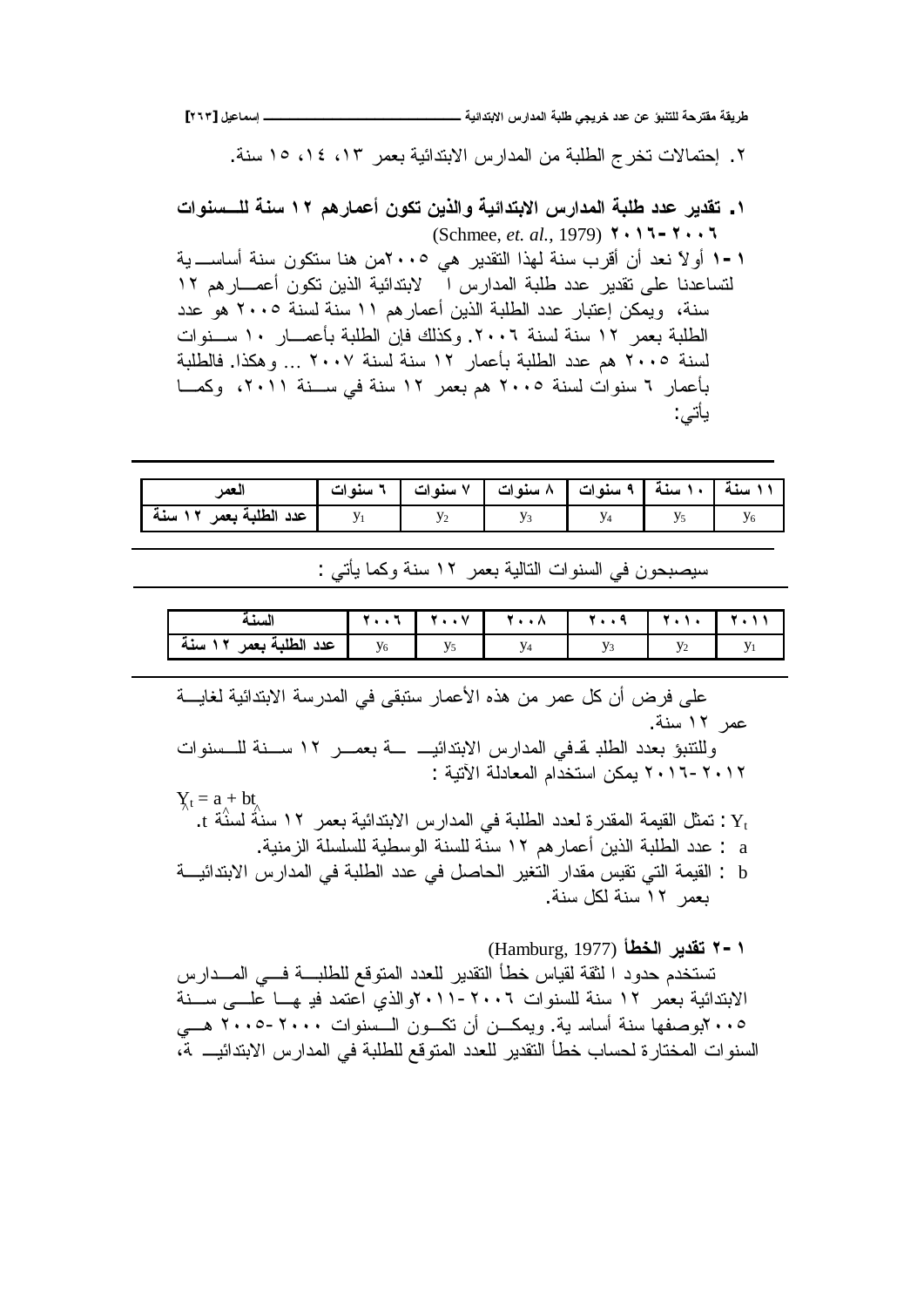٢. إحتمالات تخرج الطلبة من المدارس الابتدائية بعمر ١٣، ١٤، ١٥ سنة.

**١. تقدير عدد طلبة المدارس الابتدائية والذين تكون أعمارهم ١٢ سنة للسنوات ٢٠٠٦-٢٠١٦** (Schmee, *et. al.*, 1979)

**١-١** أولاً نعد أن أقرب سنة لهذا التقدير هي ٢٠٠٥من هنا ستكون سنة أساسية لتساعدنا على تقدير عدد طلبة المدارس ا لابتدائية الذين تكون أعمارهم ١٢ سنة، ويمكن إعتبار عدد الطلبة الذين أعمارهم ١١ سنة لسنة ٢٠٠٥ هو عدد الطلبة بعمر ١٢ سنة لسنة ٢٠٠٦. وكذلك فإن الطلبة بأعمار ١٠ سنوات لسنة ٢٠٠٥ هم عدد الطلبة بأعمار ١٢ سنة لسنة ٢٠٠٧ ... وهكذا. فالطلبة بأعمار ٦ سنوات لسنة ٢٠٠٥ هم بعمر ١٢ سنة في سنة ٢٠١١، وكما يأتي:

| العمر | ٦ سنوات | ٧ سنوات | ٨ سنوات | ٩ سنوات | ١٠ سنة | ١١ سنة |
|---|---|---|---|---|---|---|
| عدد الطلبة بعمر ١٢ سنة | $y_1$ | $y_2$ | $y_3$ | $y_4$ | $y_5$ | $y_6$ |

سيصبحون في السنوات التالية بعمر ١٢ سنة وكما يأتي :

| السنة | ٢٠٠٦ | ٢٠٠٧ | ٢٠٠٨ | ٢٠٠٩ | ٢٠١٠ | ٢٠١١ |
|---|---|---|---|---|---|---|
| عدد الطلبة بعمر ١٢ سنة | $y_6$ | $y_5$ | $y_4$ | $y_3$ | $y_2$ | $y_1$ |

على فرض أن كل عمر من هذه الأعمار ستبقى في المدرسة الابتدائية لغاية عمر ١٢ سنة.

وللتنبؤ بعدد الطلبة في المدارس الابتدائية بعمر ١٢ سنة للسنوات ٢٠١٢-٢٠١٦ يمكن استخدام المعادلة الآتية :

$$\hat{Y}_t = a + b\hat{t}$$

$Y_t$ : تمثل القيمة المقدرة لعدد الطلبة في المدارس الابتدائية بعمر ١٢ سنة لسنة $\hat{t}$.

$a$ : عدد الطلبة الذين أعمارهم ١٢ سنة للسنة الوسطية للسلسلة الزمنية.

$b$ : القيمة التي تقيس مقدار التغير الحاصل في عدد الطلبة في المدارس الابتدائية بعمر ١٢ سنة لكل سنة.

**١-٢ تقدير الخطأ** (Hamburg, 1977)

تستخدم حدود ا لثقة لقياس خطأ التقدير للعدد المتوقع للطلبة في المدارس الابتدائية بعمر ١٢ سنة للسنوات ٢٠٠٦-٢٠١١والذي اعتمد فيه على سنة ٢٠٠٥بوصفها سنة أساسية. ويمكن أن تكون السنوات ٢٠٠٠-٢٠٠٥ هي السنوات المختارة لحساب خطأ التقدير للعدد المتوقع للطلبة في المدارس الابتدائية،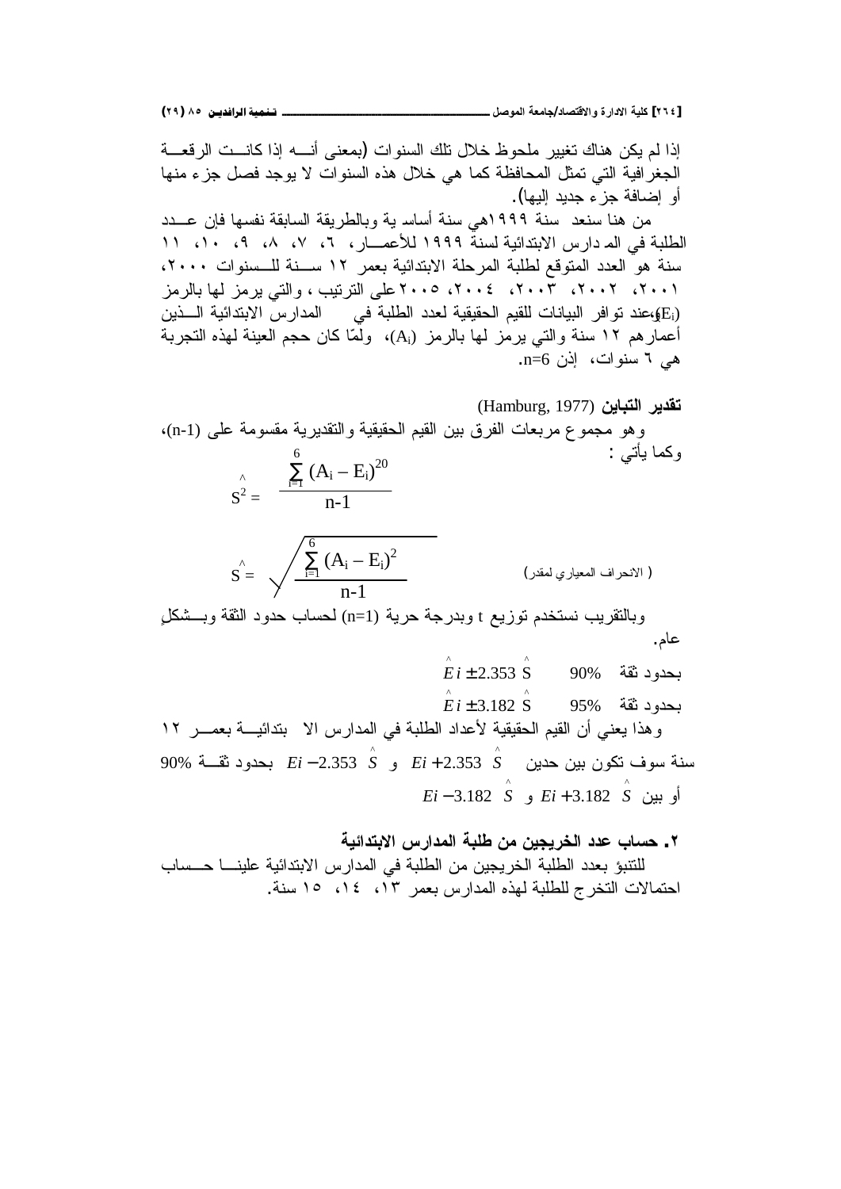إذا لم يكن هناك تغيير ملحوظ خلال تلك السنوات (بمعنى أنـه إذا كانـت الرقعـة الجغرافية التي تمثل المحافظة كما هي خلال هذه السنوات لا يوجد فصل جزء منها أو إضافة جزء جديد إليها).

من هنا سنعد سنة ١٩٩٩هي سنة أساسية وبالطريقة السابقة نفسها فإن عـدد الطلبة في المدارس الابتدائية لسنة ١٩٩٩ للأعمـار، ٦، ٧، ٨، ٩، ١٠، ١١ سنة هو العدد المتوقع لطلبة المرحلة الابتدائية بعمر ١٢ سـنة للـسنوات ٢٠٠٠، ٢٠٠١، ٢٠٠٢، ٢٠٠٣، ٢٠٠٤، ٢٠٠٥ على الترتيب ، والتي يرمز لها بالرمز ($E_i$)، وعند توافر البيانات للقيم الحقيقية لعدد الطلبة في المدارس الابتدائية الـذين أعمارهم ١٢ سنة والتي يرمز لها بالرمز ($A_i$)، ولمّا كان حجم العينة لهذه التجربة هي ٦ سنوات، إذن n=6.

**تقدير التباين** (Hamburg, 1977)

وهو مجموع مربعات الفرق بين القيم الحقيقية والتقديرية مقسومة على (n-1)، وكما يأتي :

$$\hat{S}^2 = \frac{\sum_{i=1}^{6} (A_i - E_i)^{20}}{n-1}$$

$$\hat{S} = \sqrt{\frac{\sum_{i=1}^{6} (A_i - E_i)^2}{n-1}} \qquad \text{( الانحراف المعياري لمقدر)}$$

وبالتقريب نستخدم توزيع t وبدرجة حرية (n=1) لحساب حدود الثقة وبـشكلٍ عام.

بحدود ثقة 90% $\hat{E}i \pm 2.353\ \hat{S}$

بحدود ثقة 95% $\hat{E}i \pm 3.182\ \hat{S}$

وهذا يعني أن القيم الحقيقية لأعداد الطلبة في المدارس الا بتدائيـة بعمـر ١٢ سنة سوف تكون بين حدين $Ei + 2.353\ \hat{S}$ و $Ei - 2.353\ \hat{S}$ بحدود ثقـة 90% أو بين $Ei + 3.182\ \hat{S}$ و $Ei - 3.182\ \hat{S}$

### ٢. حساب عدد الخريجين من طلبة المدارس الابتدائية

للتنبؤ بعدد الطلبة الخريجين من الطلبة في المدارس الابتدائية علينـا حـساب احتمالات التخرج للطلبة لهذه المدارس بعمر ١٣، ١٤، ١٥ سنة.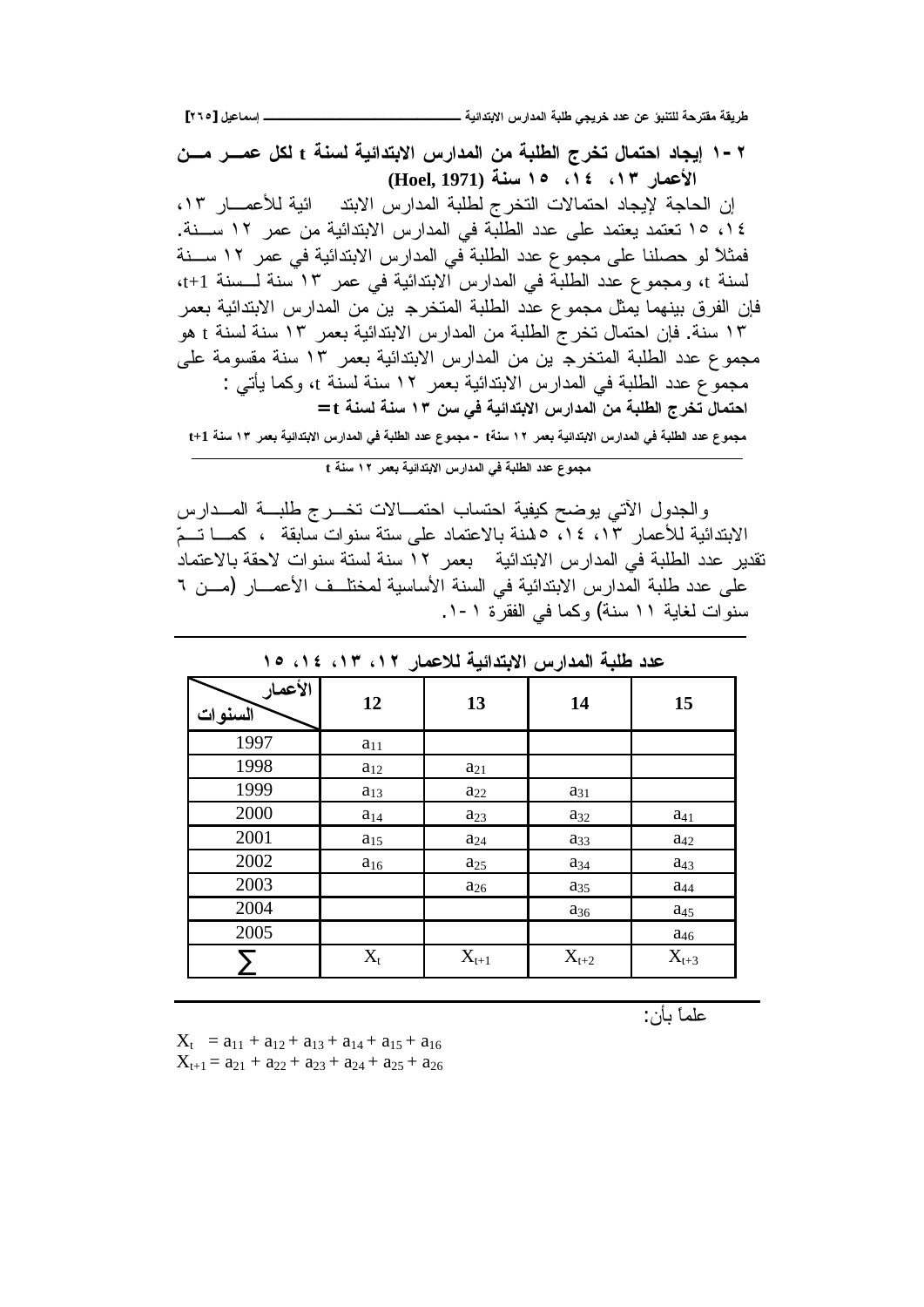## ٢-١ إيجاد احتمال تخرج الطلبة من المدارس الابتدائية لسنة t لكل عمر من الأعمار ١٣، ١٤، ١٥ سنة (Hoel, 1971)

إن الحاجة لإيجاد احتمالات التخرج لطلبة المدارس الابتدائية للأعمار ١٣، ١٤، ١٥ تعتمد يعتمد على عدد الطلبة في المدارس الابتدائية من عمر ١٢ سنة. فمثلاً لو حصلنا على مجموع عدد الطلبة في المدارس الابتدائية في عمر ١٢ سنة لسنة t، ومجموع عدد الطلبة في المدارس الابتدائية في عمر ١٣ سنة لسنة t+1، فإن الفرق بينهما يمثل مجموع عدد الطلبة المتخرجين من المدارس الابتدائية بعمر ١٣ سنة. فإن احتمال تخرج الطلبة من المدارس الابتدائية بعمر ١٣ سنة لسنة t هو مجموع عدد الطلبة المتخرجين من المدارس الابتدائية بعمر ١٣ سنة مقسومة على مجموع عدد الطلبة في المدارس الابتدائية بعمر ١٢ سنة لسنة t، وكما يأتي :

**احتمال تخرج الطلبة من المدارس الابتدائية في سن ١٣ سنة لسنة t =**

$$\frac{\text{مجموع عدد الطلبة في المدارس الابتدائية بعمر ١٢ سنة} t - \text{مجموع عدد الطلبة في المدارس الابتدائية بعمر ١٣ سنة} t+1}{\text{مجموع عدد الطلبة في المدارس الابتدائية بعمر ١٢ سنة} t}$$

والجدول الآتي يوضح كيفية احتساب احتمالات تخرج طلبة المدارس الابتدائية للأعمار ١٣، ١٤، ١٥ سنة بالاعتماد على ستة سنوات سابقة ، كما تمّ تقدير عدد الطلبة في المدارس الابتدائية بعمر ١٢ سنة لستة سنوات لاحقة بالاعتماد على عدد طلبة المدارس الابتدائية في السنة الأساسية لمختلف الأعمار (من ٦ سنوات لغاية ١١ سنة) وكما في الفقرة ١-١.

**عدد طلبة المدارس الابتدائية للاعمار ١٢، ١٣، ١٤، ١٥**

| السنوات \ الأعمار | 12 | 13 | 14 | 15 |
|---|---|---|---|---|
| 1997 | $a_{11}$ | | | |
| 1998 | $a_{12}$ | $a_{21}$ | | |
| 1999 | $a_{13}$ | $a_{22}$ | $a_{31}$ | |
| 2000 | $a_{14}$ | $a_{23}$ | $a_{32}$ | $a_{41}$ |
| 2001 | $a_{15}$ | $a_{24}$ | $a_{33}$ | $a_{42}$ |
| 2002 | $a_{16}$ | $a_{25}$ | $a_{34}$ | $a_{43}$ |
| 2003 | | $a_{26}$ | $a_{35}$ | $a_{44}$ |
| 2004 | | | $a_{36}$ | $a_{45}$ |
| 2005 | | | | $a_{46}$ |
| $\sum$ | $X_t$ | $X_{t+1}$ | $X_{t+2}$ | $X_{t+3}$ |

علماً بأن:

$$X_t = a_{11} + a_{12} + a_{13} + a_{14} + a_{15} + a_{16}$$
$$X_{t+1} = a_{21} + a_{22} + a_{23} + a_{24} + a_{25} + a_{26}$$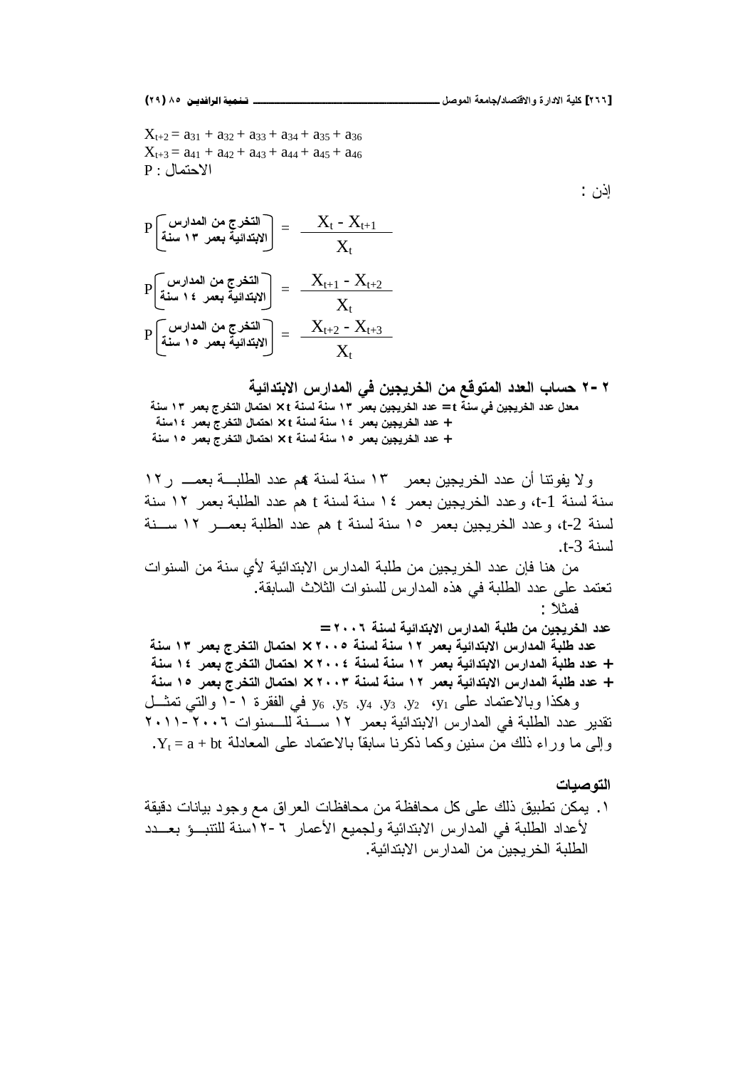$$X_{t+2} = a_{31} + a_{32} + a_{33} + a_{34} + a_{35} + a_{36}$$
$$X_{t+3} = a_{41} + a_{42} + a_{43} + a_{44} + a_{45} + a_{46}$$

P : الاحتمال

إذن :

$$P\left[\text{التخرج من المدارس الابتدائية بعمر ١٣ سنة}\right] = \frac{X_t - X_{t+1}}{X_t}$$

$$P\left[\text{التخرج من المدارس الابتدائية بعمر ١٤ سنة}\right] = \frac{X_{t+1} - X_{t+2}}{X_t}$$

$$P\left[\text{التخرج من المدارس الابتدائية بعمر ١٥ سنة}\right] = \frac{X_{t+2} - X_{t+3}}{X_t}$$

## ٢-٢ حساب العدد المتوقع من الخريجين في المدارس الابتدائية

**معدل عدد الخريجين في سنة t = عدد الخريجين بعمر ١٣ سنة لسنة t × احتمال التخرج بعمر ١٣ سنة**
**+ عدد الخريجين بعمر ١٤ سنة لسنة t × احتمال التخرج بعمر ١٤سنة**
**+ عدد الخريجين بعمر ١٥ سنة لسنة t × احتمال التخرج بعمر ١٥ سنة**

ولا يفوتنا أن عدد الخريجين بعمر ١٣ سنة لسنة t هم عدد الطلبة بعمر ١٢ سنة لسنة t-1، وعدد الخريجين بعمر ١٤ سنة لسنة t هم عدد الطلبة بعمر ١٢ سنة لسنة t-2، وعدد الخريجين بعمر ١٥ سنة لسنة t هم عدد الطلبة بعمر ١٢ سنة لسنة t-3.

من هنا فإن عدد الخريجين من طلبة المدارس الابتدائية لأي سنة من السنوات تعتمد على عدد الطلبة في هذه المدارس للسنوات الثلاث السابقة.

فمثلاً :

**عدد الخريجين من طلبة المدارس الابتدائية لسنة ٢٠٠٦ =**
**عدد طلبة المدارس الابتدائية بعمر ١٢ سنة لسنة ٢٠٠٥ × احتمال التخرج بعمر ١٣ سنة**
**+ عدد طلبة المدارس الابتدائية بعمر ١٢ سنة لسنة ٢٠٠٤ × احتمال التخرج بعمر ١٤ سنة**
**+ عدد طلبة المدارس الابتدائية بعمر ١٢ سنة لسنة ٢٠٠٣ × احتمال التخرج بعمر ١٥ سنة**

وهكذا وبالاعتماد على $y_1$، $y_2$، $y_3$، $y_4$، $y_5$، $y_6$ في الفقرة ١-١ والتي تمثل تقدير عدد الطلبة في المدارس الابتدائية بعمر ١٢ سنة للسنوات ٢٠٠٦-٢٠١١ وإلى ما وراء ذلك من سنين وكما ذكرنا سابقاً بالاعتماد على المعادلة $Y_t = a + bt$.

## التوصيات

١. يمكن تطبيق ذلك على كل محافظة من محافظات العراق مع وجود بيانات دقيقة لأعداد الطلبة في المدارس الابتدائية ولجميع الأعمار ٦-١٢سنة للتنبؤ بعدد الطلبة الخريجين من المدارس الابتدائية.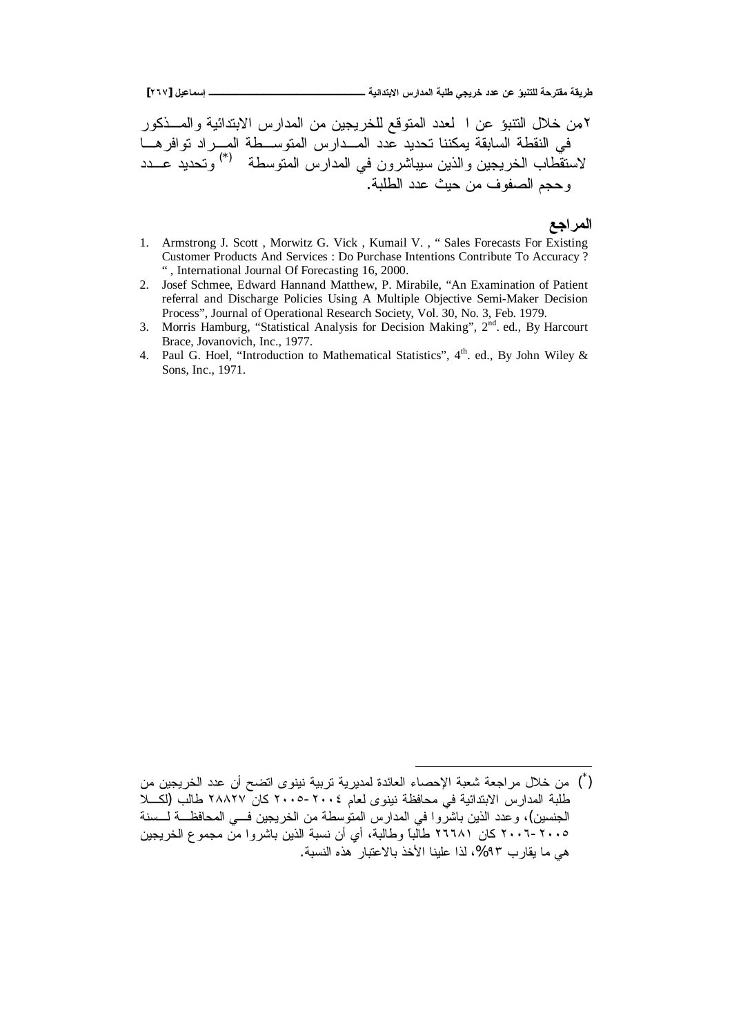٢من خلال التنبؤ عن ا لعدد المتوقع للخريجين من المدارس الابتدائية والمذكور في النقطة السابقة يمكننا تحديد عدد المدارس المتوسطة المراد توافرها لاستقطاب الخريجين والذين سيباشرون في المدارس المتوسطة [*] وتحديد عدد وحجم الصفوف من حيث عدد الطلبة.

## المراجع

1. Armstrong J. Scott , Morwitz G. Vick , Kumail V. , " Sales Forecasts For Existing Customer Products And Services : Do Purchase Intentions Contribute To Accuracy ? " , International Journal Of Forecasting 16, 2000.
2. Josef Schmee, Edward Hannand Matthew, P. Mirabile, "An Examination of Patient referral and Discharge Policies Using A Multiple Objective Semi-Maker Decision Process", Journal of Operational Research Society, Vol. 30, No. 3, Feb. 1979.
3. Morris Hamburg, "Statistical Analysis for Decision Making", 2nd. ed., By Harcourt Brace, Jovanovich, Inc., 1977.
4. Paul G. Hoel, "Introduction to Mathematical Statistics", 4th. ed., By John Wiley & Sons, Inc., 1971.

---

(*) من خلال مراجعة شعبة الإحصاء العائدة لمديرية تربية نينوى اتضح أن عدد الخريجين من طلبة المدارس الابتدائية في محافظة نينوى لعام ٢٠٠٤-٢٠٠٥ كان ٢٨٨٢٧ طالب (لكلا الجنسين)، وعدد الذين باشروا في المدارس المتوسطة من الخريجين في المحافظة لسنة ٢٠٠٥-٢٠٠٦ كان ٢٦٦٨١ طالباً وطالبة، أي أن نسبة الذين باشروا من مجموع الخريجين هي ما يقارب ٩٣%، لذا علينا الأخذ بالاعتبار هذه النسبة.